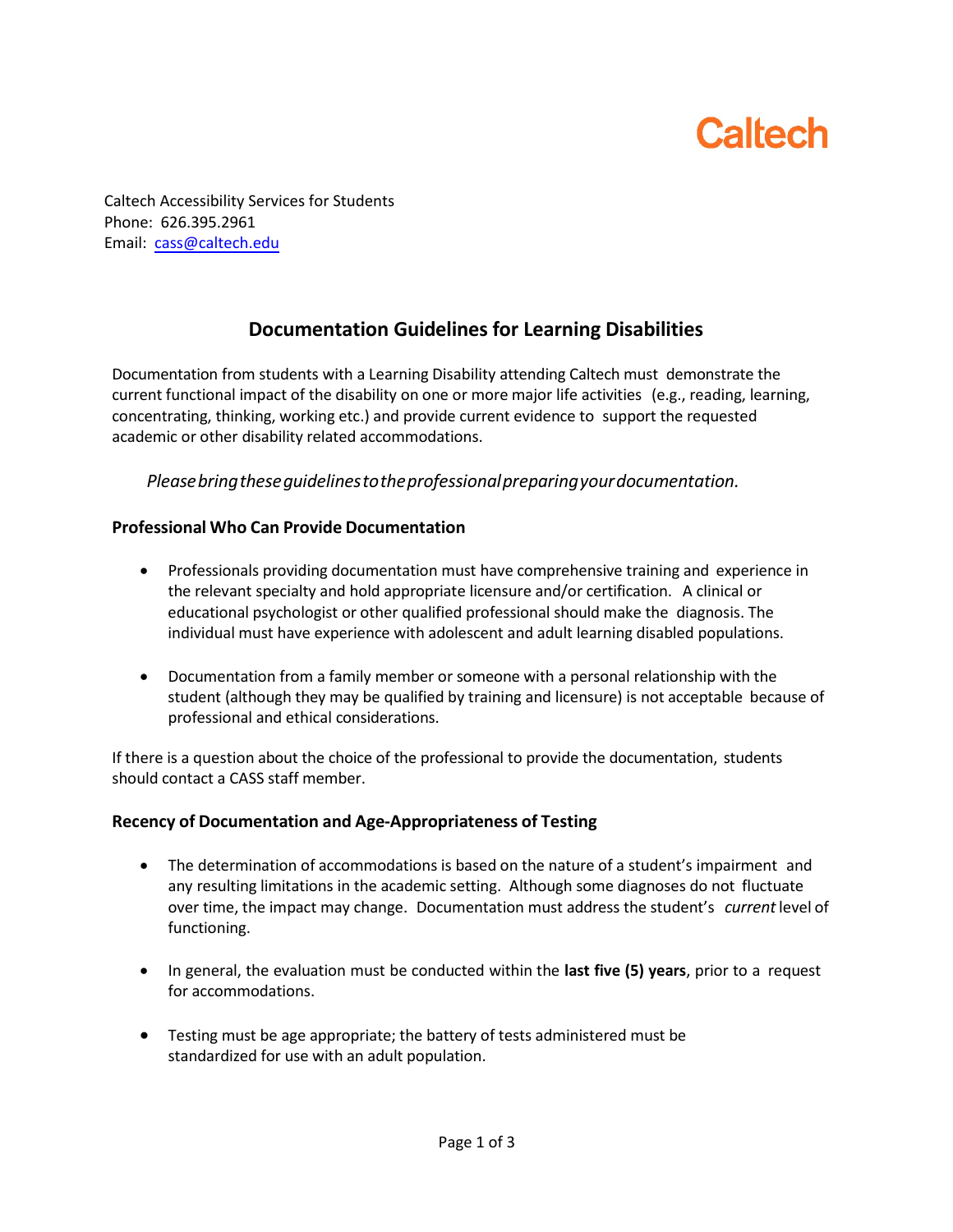Caltech

Caltech Accessibility Services for Students
Phone: 626.395.2961
Email: cass@caltech.edu

## Documentation Guidelines for Learning Disabilities

Documentation from students with a Learning Disability attending Caltech must demonstrate the current functional impact of the disability on one or more major life activities (e.g., reading, learning, concentrating, thinking, working etc.) and provide current evidence to support the requested academic or other disability related accommodations.

*Please bring these guidelines to the professional preparing your documentation.*

### Professional Who Can Provide Documentation

- Professionals providing documentation must have comprehensive training and experience in the relevant specialty and hold appropriate licensure and/or certification. A clinical or educational psychologist or other qualified professional should make the diagnosis. The individual must have experience with adolescent and adult learning disabled populations.

- Documentation from a family member or someone with a personal relationship with the student (although they may be qualified by training and licensure) is not acceptable because of professional and ethical considerations.

If there is a question about the choice of the professional to provide the documentation, students should contact a CASS staff member.

### Recency of Documentation and Age-Appropriateness of Testing

- The determination of accommodations is based on the nature of a student's impairment and any resulting limitations in the academic setting. Although some diagnoses do not fluctuate over time, the impact may change. Documentation must address the student's *current* level of functioning.

- In general, the evaluation must be conducted within the **last five (5) years**, prior to a request for accommodations.

- Testing must be age appropriate; the battery of tests administered must be standardized for use with an adult population.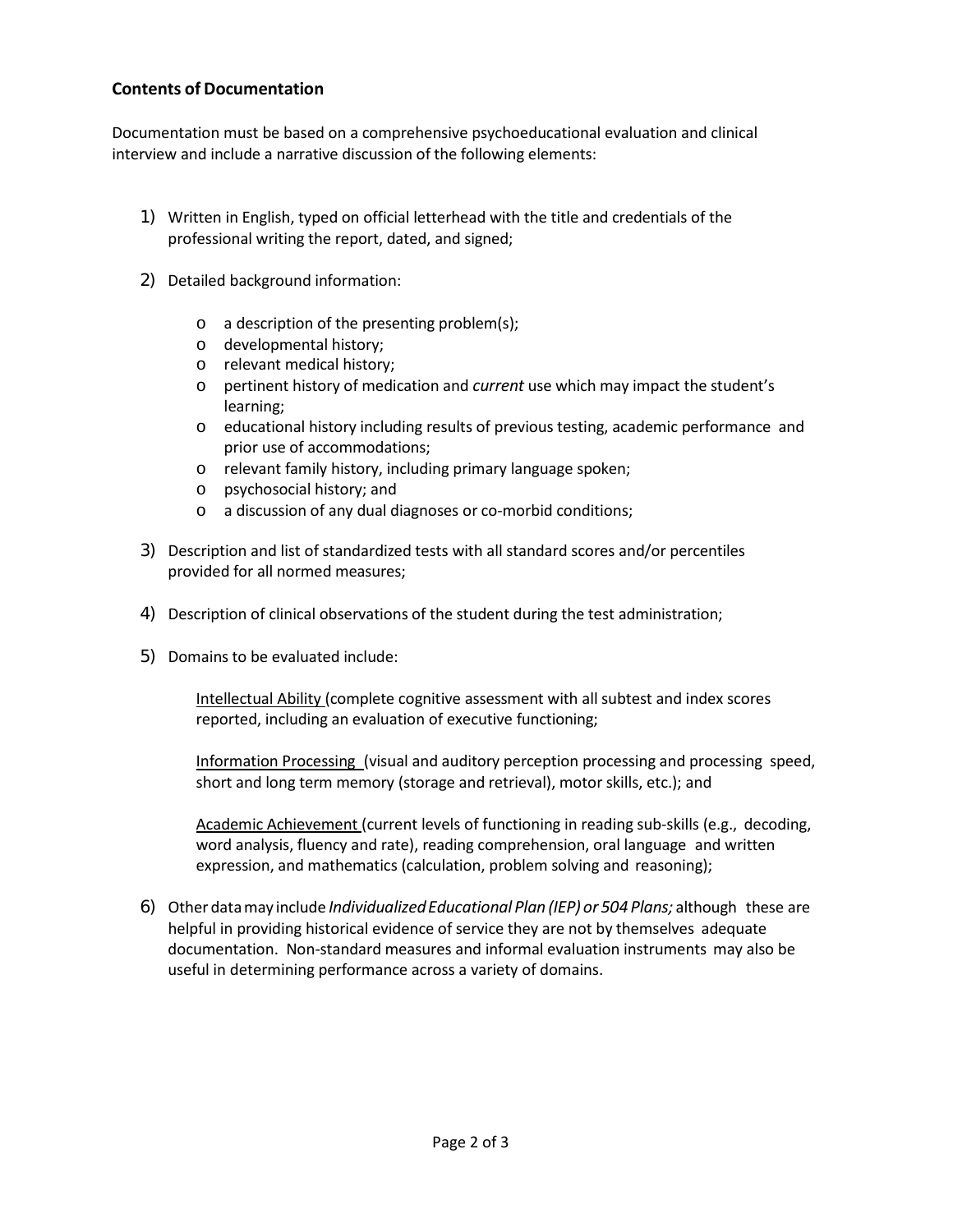### Contents of Documentation

Documentation must be based on a comprehensive psychoeducational evaluation and clinical interview and include a narrative discussion of the following elements:

1) Written in English, typed on official letterhead with the title and credentials of the professional writing the report, dated, and signed;

2) Detailed background information:

   - a description of the presenting problem(s);
   - developmental history;
   - relevant medical history;
   - pertinent history of medication and *current* use which may impact the student's learning;
   - educational history including results of previous testing, academic performance and prior use of accommodations;
   - relevant family history, including primary language spoken;
   - psychosocial history; and
   - a discussion of any dual diagnoses or co-morbid conditions;

3) Description and list of standardized tests with all standard scores and/or percentiles provided for all normed measures;

4) Description of clinical observations of the student during the test administration;

5) Domains to be evaluated include:

   Intellectual Ability (complete cognitive assessment with all subtest and index scores reported, including an evaluation of executive functioning;

   Information Processing (visual and auditory perception processing and processing speed, short and long term memory (storage and retrieval), motor skills, etc.); and

   Academic Achievement (current levels of functioning in reading sub-skills (e.g., decoding, word analysis, fluency and rate), reading comprehension, oral language and written expression, and mathematics (calculation, problem solving and reasoning);

6) Other data may include *Individualized Educational Plan (IEP) or 504 Plans;* although these are helpful in providing historical evidence of service they are not by themselves adequate documentation. Non-standard measures and informal evaluation instruments may also be useful in determining performance across a variety of domains.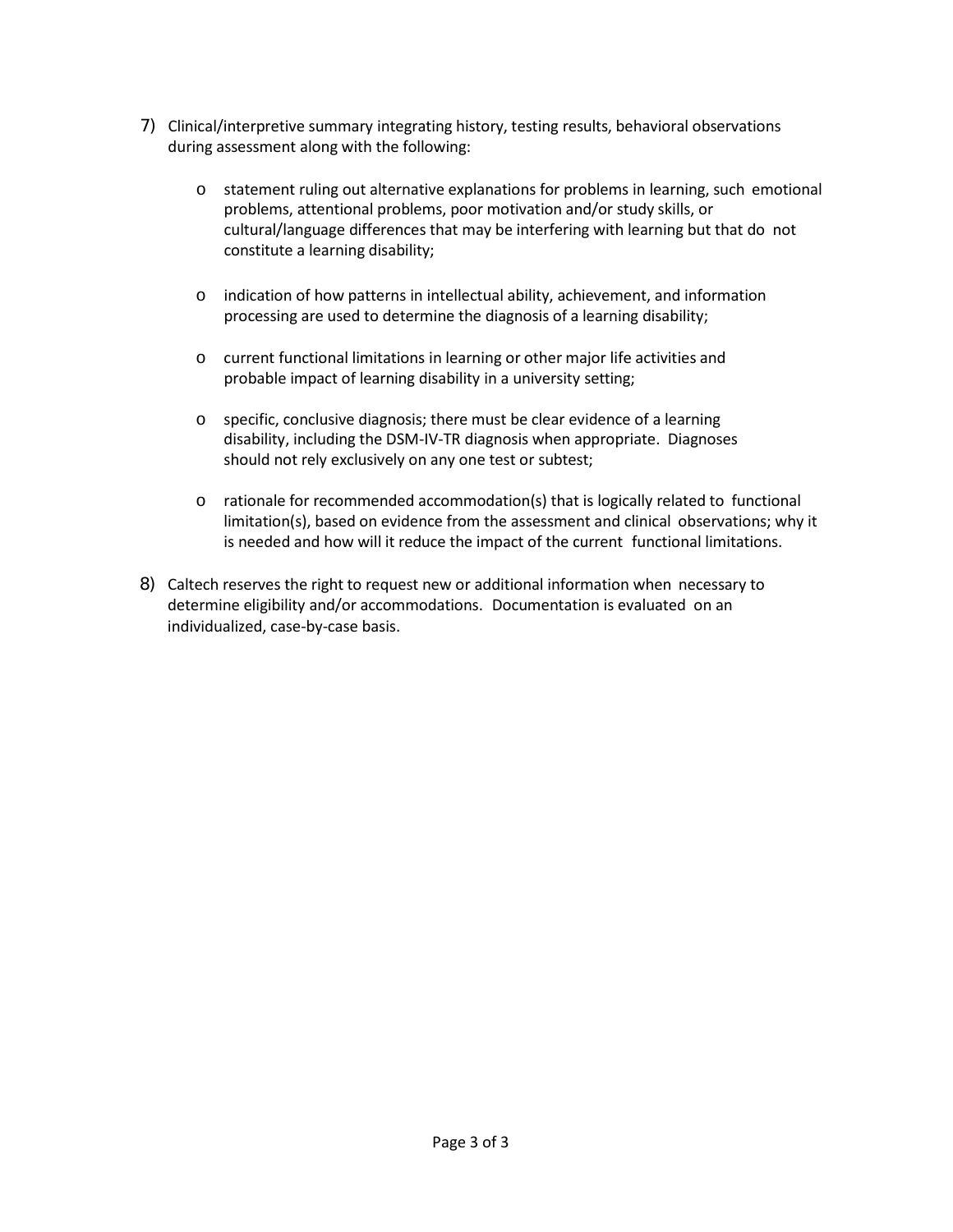7) Clinical/interpretive summary integrating history, testing results, behavioral observations during assessment along with the following:

    - statement ruling out alternative explanations for problems in learning, such emotional problems, attentional problems, poor motivation and/or study skills, or cultural/language differences that may be interfering with learning but that do not constitute a learning disability;

    - indication of how patterns in intellectual ability, achievement, and information processing are used to determine the diagnosis of a learning disability;

    - current functional limitations in learning or other major life activities and probable impact of learning disability in a university setting;

    - specific, conclusive diagnosis; there must be clear evidence of a learning disability, including the DSM-IV-TR diagnosis when appropriate. Diagnoses should not rely exclusively on any one test or subtest;

    - rationale for recommended accommodation(s) that is logically related to functional limitation(s), based on evidence from the assessment and clinical observations; why it is needed and how will it reduce the impact of the current functional limitations.

8) Caltech reserves the right to request new or additional information when necessary to determine eligibility and/or accommodations. Documentation is evaluated on an individualized, case-by-case basis.